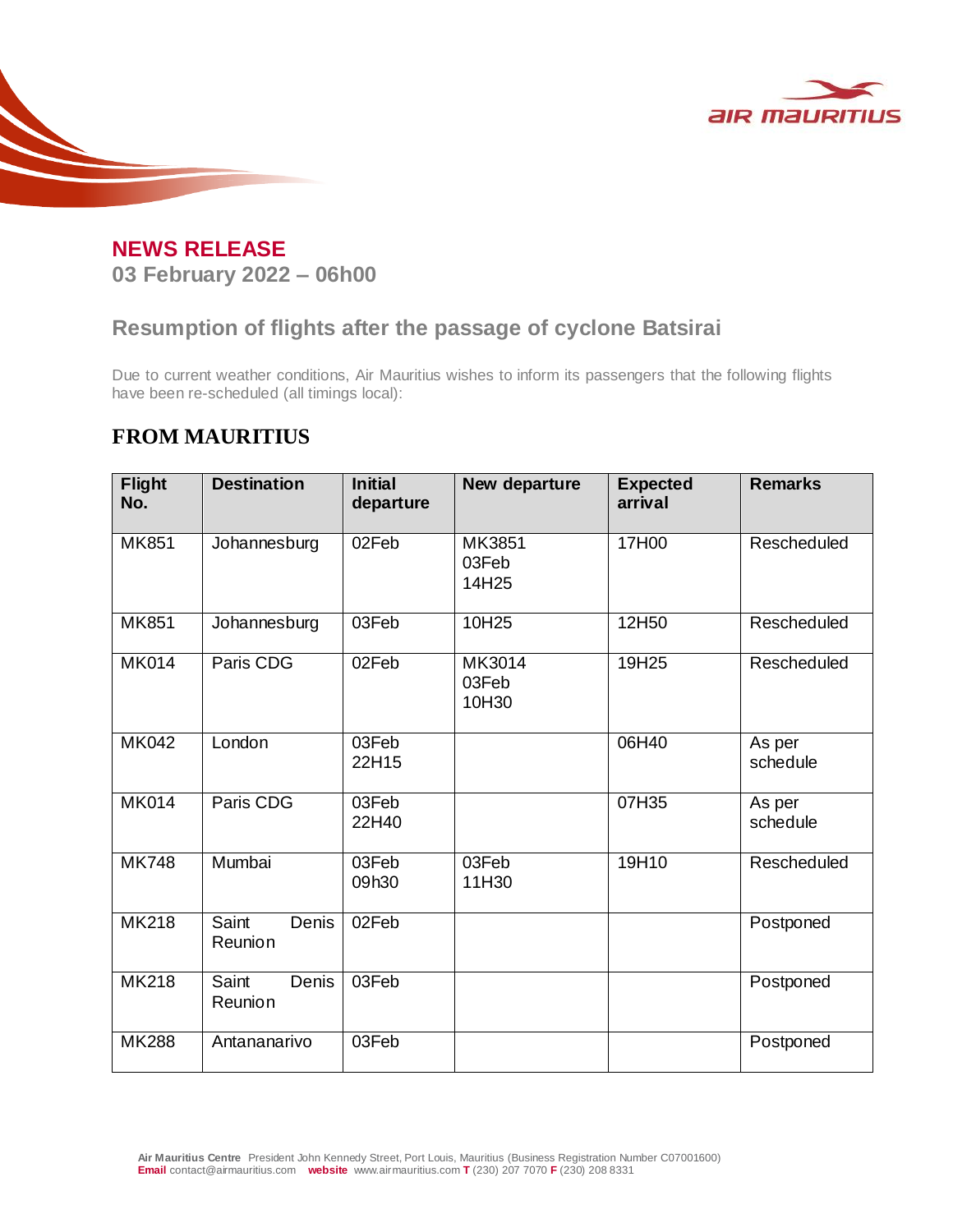## NEWS RELEASE

**03 February 2022 – 06h00**

## Resumption of flights after the passage of cyclone Batsirai

Due to current weather conditions, Air Mauritius wishes to inform its passengers that the following flights have been re-scheduled (all timings local):

### FROM MAURITIUS

| Flight No. | Destination | Initial departure | New departure | Expected arrival | Remarks |
|---|---|---|---|---|---|
| MK851 | Johannesburg | 02Feb | MK3851 03Feb 14H25 | 17H00 | Rescheduled |
| MK851 | Johannesburg | 03Feb | 10H25 | 12H50 | Rescheduled |
| MK014 | Paris CDG | 02Feb | MK3014 03Feb 10H30 | 19H25 | Rescheduled |
| MK042 | London | 03Feb 22H15 | | 06H40 | As per schedule |
| MK014 | Paris CDG | 03Feb 22H40 | | 07H35 | As per schedule |
| MK748 | Mumbai | 03Feb 09h30 | 03Feb 11H30 | 19H10 | Rescheduled |
| MK218 | Saint Denis Reunion | 02Feb | | | Postponed |
| MK218 | Saint Denis Reunion | 03Feb | | | Postponed |
| MK288 | Antananarivo | 03Feb | | | Postponed |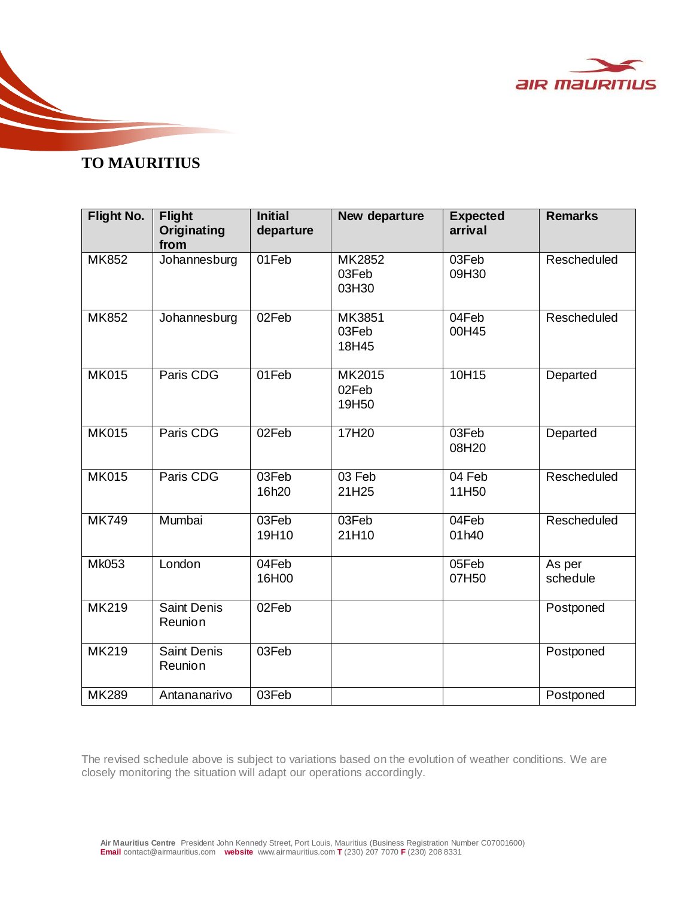# TO MAURITIUS

| Flight No. | Flight Originating from | Initial departure | New departure | Expected arrival | Remarks |
|---|---|---|---|---|---|
| MK852 | Johannesburg | 01Feb | MK2852 03Feb 03H30 | 03Feb 09H30 | Rescheduled |
| MK852 | Johannesburg | 02Feb | MK3851 03Feb 18H45 | 04Feb 00H45 | Rescheduled |
| MK015 | Paris CDG | 01Feb | MK2015 02Feb 19H50 | 10H15 | Departed |
| MK015 | Paris CDG | 02Feb | 17H20 | 03Feb 08H20 | Departed |
| MK015 | Paris CDG | 03Feb 16h20 | 03 Feb 21H25 | 04 Feb 11H50 | Rescheduled |
| MK749 | Mumbai | 03Feb 19H10 | 03Feb 21H10 | 04Feb 01h40 | Rescheduled |
| Mk053 | London | 04Feb 16H00 | | 05Feb 07H50 | As per schedule |
| MK219 | Saint Denis Reunion | 02Feb | | | Postponed |
| MK219 | Saint Denis Reunion | 03Feb | | | Postponed |
| MK289 | Antananarivo | 03Feb | | | Postponed |

The revised schedule above is subject to variations based on the evolution of weather conditions. We are closely monitoring the situation will adapt our operations accordingly.

**Air Mauritius Centre** President John Kennedy Street, Port Louis, Mauritius (Business Registration Number C07001600)
**Email** contact@airmauritius.com **website** www.airmauritius.com **T** (230) 207 7070 **F** (230) 208 8331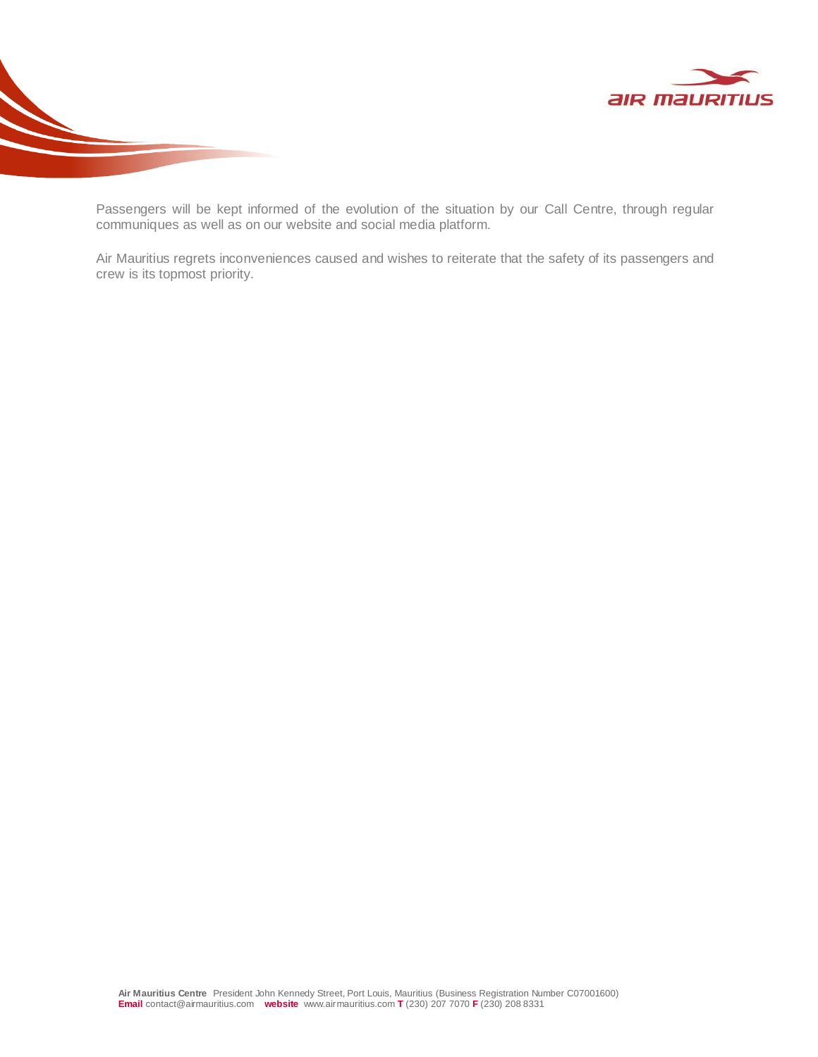Passengers will be kept informed of the evolution of the situation by our Call Centre, through regular communiques as well as on our website and social media platform.

Air Mauritius regrets inconveniences caused and wishes to reiterate that the safety of its passengers and crew is its topmost priority.